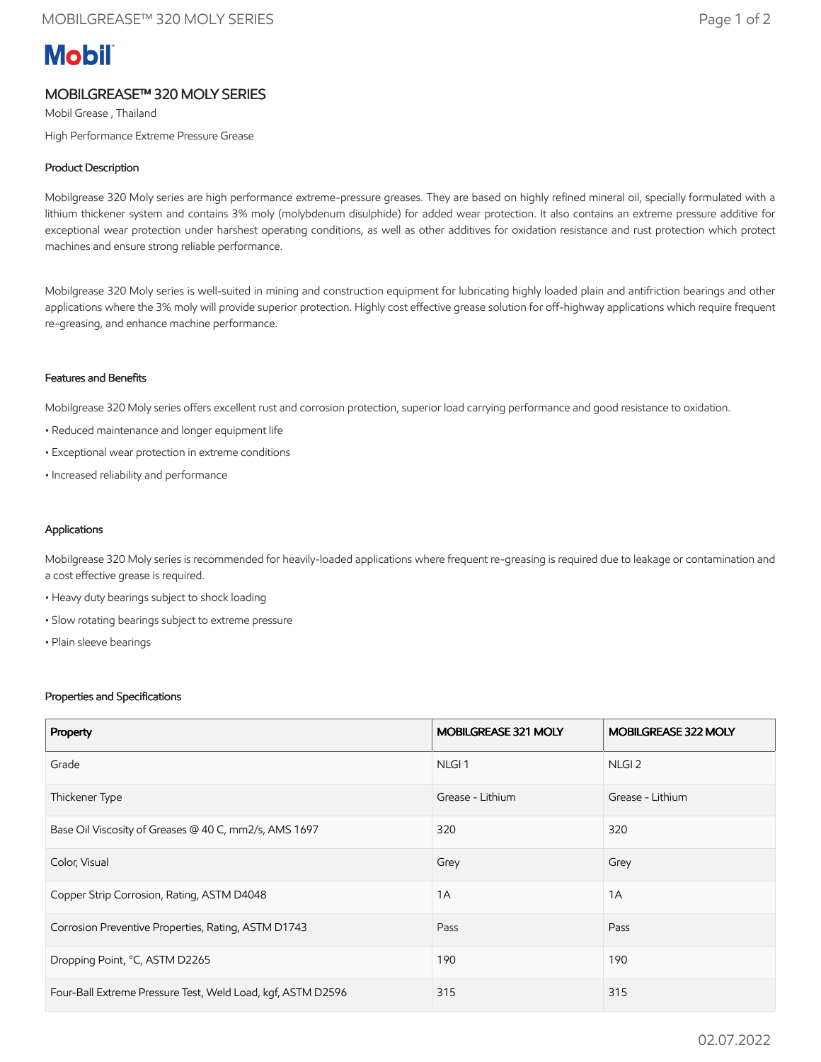# MOBILGREASE™ 320 MOLY SERIES

Mobil Grease , Thailand

High Performance Extreme Pressure Grease

### Product Description

Mobilgrease 320 Moly series are high performance extreme-pressure greases. They are based on highly refined mineral oil, specially formulated with a lithium thickener system and contains 3% moly (molybdenum disulphide) for added wear protection. It also contains an extreme pressure additive for exceptional wear protection under harshest operating conditions, as well as other additives for oxidation resistance and rust protection which protect machines and ensure strong reliable performance.

Mobilgrease 320 Moly series is well-suited in mining and construction equipment for lubricating highly loaded plain and antifriction bearings and other applications where the 3% moly will provide superior protection. Highly cost effective grease solution for off-highway applications which require frequent re-greasing, and enhance machine performance.

### Features and Benefits

Mobilgrease 320 Moly series offers excellent rust and corrosion protection, superior load carrying performance and good resistance to oxidation.

- Reduced maintenance and longer equipment life
- Exceptional wear protection in extreme conditions
- Increased reliability and performance

### Applications

Mobilgrease 320 Moly series is recommended for heavily-loaded applications where frequent re-greasing is required due to leakage or contamination and a cost effective grease is required.

- Heavy duty bearings subject to shock loading
- Slow rotating bearings subject to extreme pressure
- Plain sleeve bearings

### Properties and Specifications

| Property | MOBILGREASE 321 MOLY | MOBILGREASE 322 MOLY |
|---|---|---|
| Grade | NLGI 1 | NLGI 2 |
| Thickener Type | Grease - Lithium | Grease - Lithium |
| Base Oil Viscosity of Greases @ 40 C, mm2/s, AMS 1697 | 320 | 320 |
| Color, Visual | Grey | Grey |
| Copper Strip Corrosion, Rating, ASTM D4048 | 1A | 1A |
| Corrosion Preventive Properties, Rating, ASTM D1743 | Pass | Pass |
| Dropping Point, °C, ASTM D2265 | 190 | 190 |
| Four-Ball Extreme Pressure Test, Weld Load, kgf, ASTM D2596 | 315 | 315 |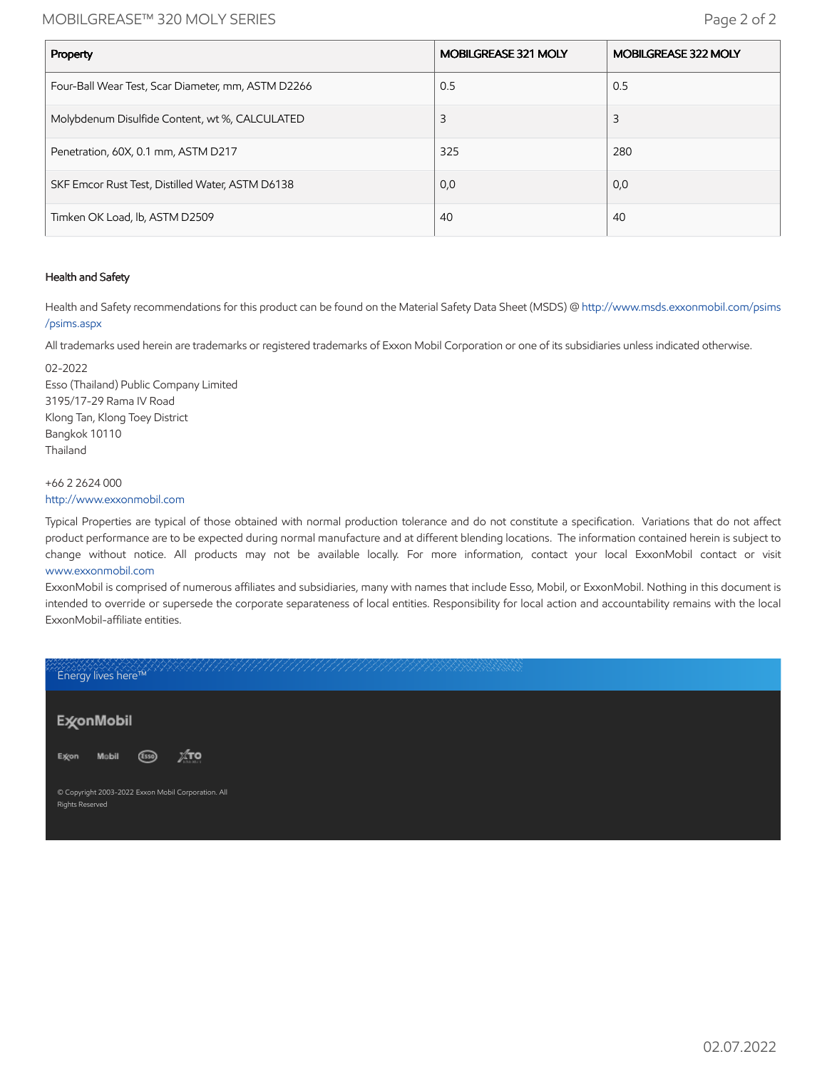| Property | MOBILGREASE 321 MOLY | MOBILGREASE 322 MOLY |
|---|---|---|
| Four-Ball Wear Test, Scar Diameter, mm, ASTM D2266 | 0.5 | 0.5 |
| Molybdenum Disulfide Content, wt %, CALCULATED | 3 | 3 |
| Penetration, 60X, 0.1 mm, ASTM D217 | 325 | 280 |
| SKF Emcor Rust Test, Distilled Water, ASTM D6138 | 0,0 | 0,0 |
| Timken OK Load, lb, ASTM D2509 | 40 | 40 |

### Health and Safety

Health and Safety recommendations for this product can be found on the Material Safety Data Sheet (MSDS) @ http://www.msds.exxonmobil.com/psims/psims.aspx

All trademarks used herein are trademarks or registered trademarks of Exxon Mobil Corporation or one of its subsidiaries unless indicated otherwise.

02-2022
Esso (Thailand) Public Company Limited
3195/17-29 Rama IV Road
Klong Tan, Klong Toey District
Bangkok 10110
Thailand

+66 2 2624 000
http://www.exxonmobil.com

Typical Properties are typical of those obtained with normal production tolerance and do not constitute a specification. Variations that do not affect product performance are to be expected during normal manufacture and at different blending locations. The information contained herein is subject to change without notice. All products may not be available locally. For more information, contact your local ExxonMobil contact or visit www.exxonmobil.com

ExxonMobil is comprised of numerous affiliates and subsidiaries, many with names that include Esso, Mobil, or ExxonMobil. Nothing in this document is intended to override or supersede the corporate separateness of local entities. Responsibility for local action and accountability remains with the local ExxonMobil-affiliate entities.

Energy lives here™

ExxonMobil

© Copyright 2003-2022 Exxon Mobil Corporation. All Rights Reserved